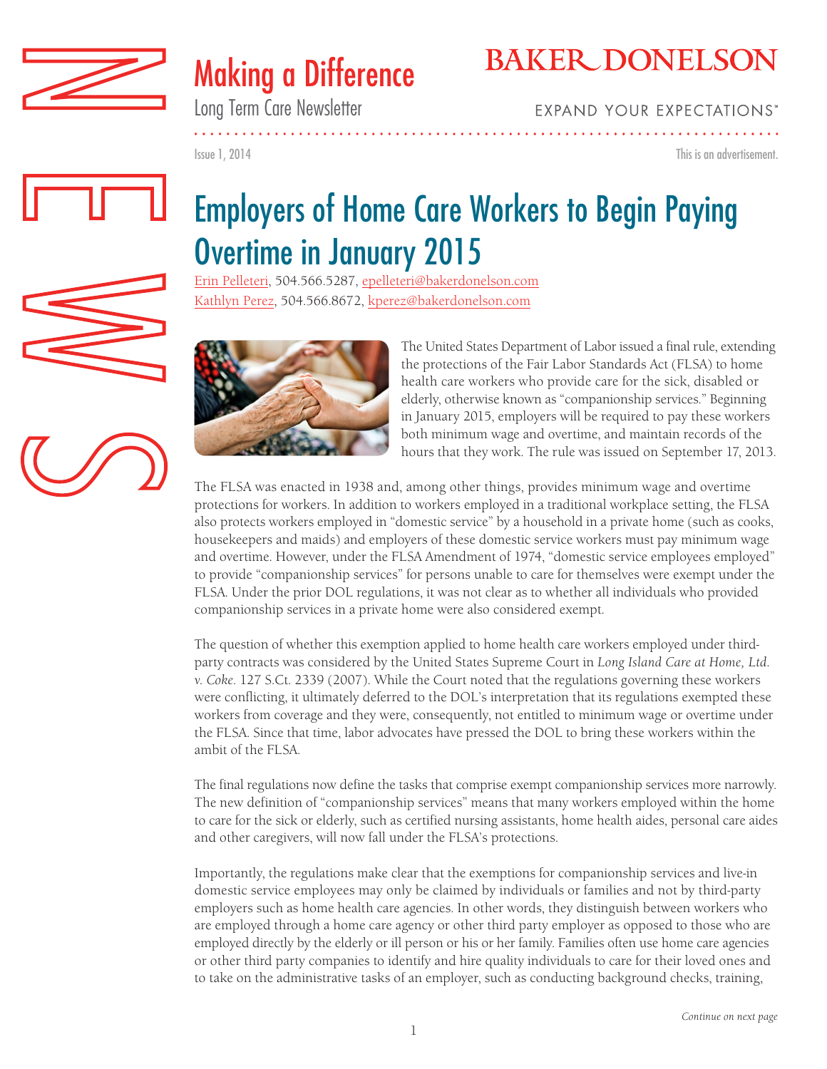# Making a Difference

Long Term Care Newsletter

BAKER DONELSON

EXPAND YOUR EXPECTATIONS℠

Issue 1, 2014

This is an advertisement.

## Employers of Home Care Workers to Begin Paying Overtime in January 2015

Erin Pelleteri, 504.566.5287, epelleteri@bakerdonelson.com
Kathlyn Perez, 504.566.8672, kperez@bakerdonelson.com

The United States Department of Labor issued a final rule, extending the protections of the Fair Labor Standards Act (FLSA) to home health care workers who provide care for the sick, disabled or elderly, otherwise known as "companionship services." Beginning in January 2015, employers will be required to pay these workers both minimum wage and overtime, and maintain records of the hours that they work. The rule was issued on September 17, 2013.

The FLSA was enacted in 1938 and, among other things, provides minimum wage and overtime protections for workers. In addition to workers employed in a traditional workplace setting, the FLSA also protects workers employed in "domestic service" by a household in a private home (such as cooks, housekeepers and maids) and employers of these domestic service workers must pay minimum wage and overtime. However, under the FLSA Amendment of 1974, "domestic service employees employed" to provide "companionship services" for persons unable to care for themselves were exempt under the FLSA. Under the prior DOL regulations, it was not clear as to whether all individuals who provided companionship services in a private home were also considered exempt.

The question of whether this exemption applied to home health care workers employed under third-party contracts was considered by the United States Supreme Court in *Long Island Care at Home, Ltd. v. Coke*. 127 S.Ct. 2339 (2007). While the Court noted that the regulations governing these workers were conflicting, it ultimately deferred to the DOL's interpretation that its regulations exempted these workers from coverage and they were, consequently, not entitled to minimum wage or overtime under the FLSA. Since that time, labor advocates have pressed the DOL to bring these workers within the ambit of the FLSA.

The final regulations now define the tasks that comprise exempt companionship services more narrowly. The new definition of "companionship services" means that many workers employed within the home to care for the sick or elderly, such as certified nursing assistants, home health aides, personal care aides and other caregivers, will now fall under the FLSA's protections.

Importantly, the regulations make clear that the exemptions for companionship services and live-in domestic service employees may only be claimed by individuals or families and not by third-party employers such as home health care agencies. In other words, they distinguish between workers who are employed through a home care agency or other third party employer as opposed to those who are employed directly by the elderly or ill person or his or her family. Families often use home care agencies or other third party companies to identify and hire quality individuals to care for their loved ones and to take on the administrative tasks of an employer, such as conducting background checks, training,

*Continue on next page*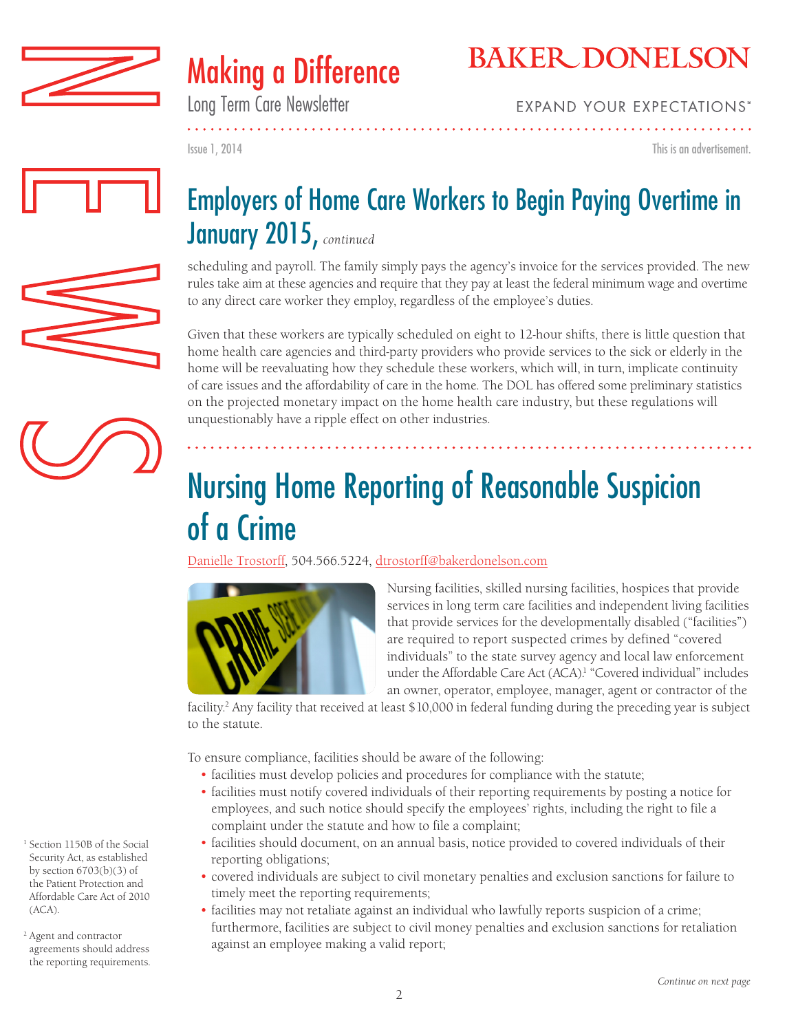## Employers of Home Care Workers to Begin Paying Overtime in January 2015, *continued*

scheduling and payroll. The family simply pays the agency's invoice for the services provided. The new rules take aim at these agencies and require that they pay at least the federal minimum wage and overtime to any direct care worker they employ, regardless of the employee's duties.

Given that these workers are typically scheduled on eight to 12-hour shifts, there is little question that home health care agencies and third-party providers who provide services to the sick or elderly in the home will be reevaluating how they schedule these workers, which will, in turn, implicate continuity of care issues and the affordability of care in the home. The DOL has offered some preliminary statistics on the projected monetary impact on the home health care industry, but these regulations will unquestionably have a ripple effect on other industries.

## Nursing Home Reporting of Reasonable Suspicion of a Crime

Danielle Trostorff, 504.566.5224, dtrostorff@bakerdonelson.com

Nursing facilities, skilled nursing facilities, hospices that provide services in long term care facilities and independent living facilities that provide services for the developmentally disabled ("facilities") are required to report suspected crimes by defined "covered individuals" to the state survey agency and local law enforcement under the Affordable Care Act (ACA).[1] "Covered individual" includes an owner, operator, employee, manager, agent or contractor of the facility.[2] Any facility that received at least $10,000 in federal funding during the preceding year is subject to the statute.

To ensure compliance, facilities should be aware of the following:

- facilities must develop policies and procedures for compliance with the statute;
- facilities must notify covered individuals of their reporting requirements by posting a notice for employees, and such notice should specify the employees' rights, including the right to file a complaint under the statute and how to file a complaint;
- facilities should document, on an annual basis, notice provided to covered individuals of their reporting obligations;
- covered individuals are subject to civil monetary penalties and exclusion sanctions for failure to timely meet the reporting requirements;
- facilities may not retaliate against an individual who lawfully reports suspicion of a crime; furthermore, facilities are subject to civil money penalties and exclusion sanctions for retaliation against an employee making a valid report;

*Continue on next page*

[1] Section 1150B of the Social Security Act, as established by section 6703(b)(3) of the Patient Protection and Affordable Care Act of 2010 (ACA).

[2] Agent and contractor agreements should address the reporting requirements.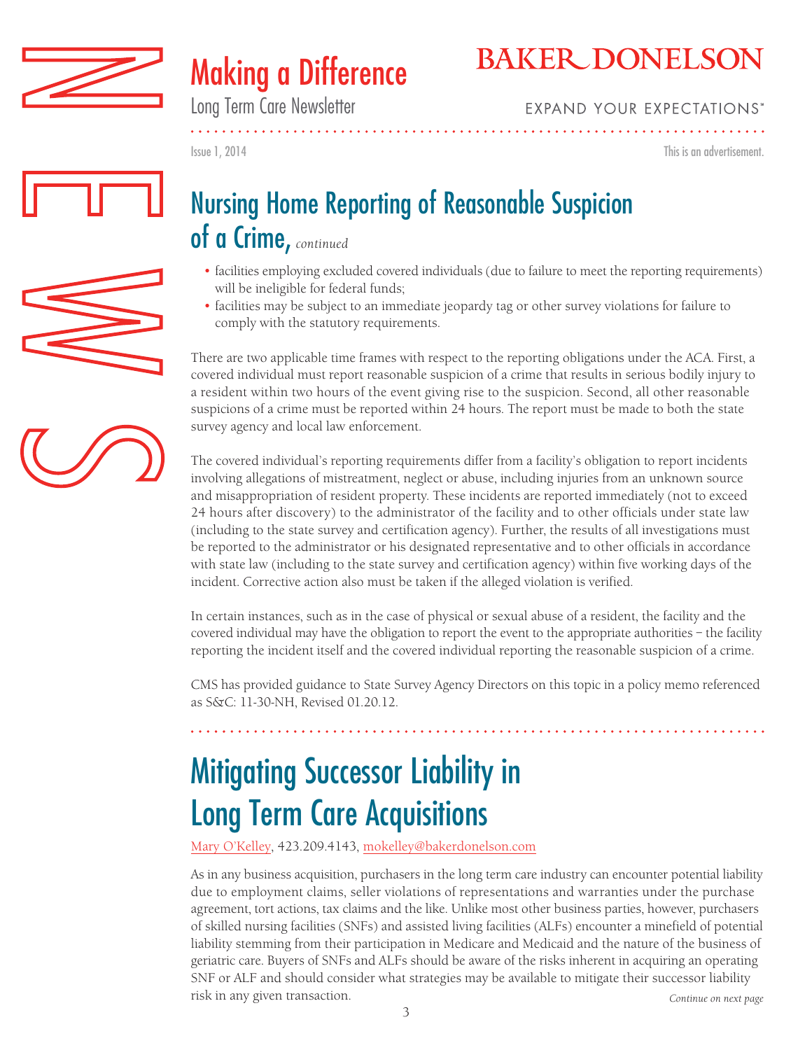## Nursing Home Reporting of Reasonable Suspicion of a Crime, *continued*

- facilities employing excluded covered individuals (due to failure to meet the reporting requirements) will be ineligible for federal funds;
- facilities may be subject to an immediate jeopardy tag or other survey violations for failure to comply with the statutory requirements.

There are two applicable time frames with respect to the reporting obligations under the ACA. First, a covered individual must report reasonable suspicion of a crime that results in serious bodily injury to a resident within two hours of the event giving rise to the suspicion. Second, all other reasonable suspicions of a crime must be reported within 24 hours. The report must be made to both the state survey agency and local law enforcement.

The covered individual's reporting requirements differ from a facility's obligation to report incidents involving allegations of mistreatment, neglect or abuse, including injuries from an unknown source and misappropriation of resident property. These incidents are reported immediately (not to exceed 24 hours after discovery) to the administrator of the facility and to other officials under state law (including to the state survey and certification agency). Further, the results of all investigations must be reported to the administrator or his designated representative and to other officials in accordance with state law (including to the state survey and certification agency) within five working days of the incident. Corrective action also must be taken if the alleged violation is verified.

In certain instances, such as in the case of physical or sexual abuse of a resident, the facility and the covered individual may have the obligation to report the event to the appropriate authorities – the facility reporting the incident itself and the covered individual reporting the reasonable suspicion of a crime.

CMS has provided guidance to State Survey Agency Directors on this topic in a policy memo referenced as S&C: 11-30-NH, Revised 01.20.12.

## Mitigating Successor Liability in Long Term Care Acquisitions

Mary O'Kelley, 423.209.4143, mokelley@bakerdonelson.com

As in any business acquisition, purchasers in the long term care industry can encounter potential liability due to employment claims, seller violations of representations and warranties under the purchase agreement, tort actions, tax claims and the like. Unlike most other business parties, however, purchasers of skilled nursing facilities (SNFs) and assisted living facilities (ALFs) encounter a minefield of potential liability stemming from their participation in Medicare and Medicaid and the nature of the business of geriatric care. Buyers of SNFs and ALFs should be aware of the risks inherent in acquiring an operating SNF or ALF and should consider what strategies may be available to mitigate their successor liability risk in any given transaction.

*Continue on next page*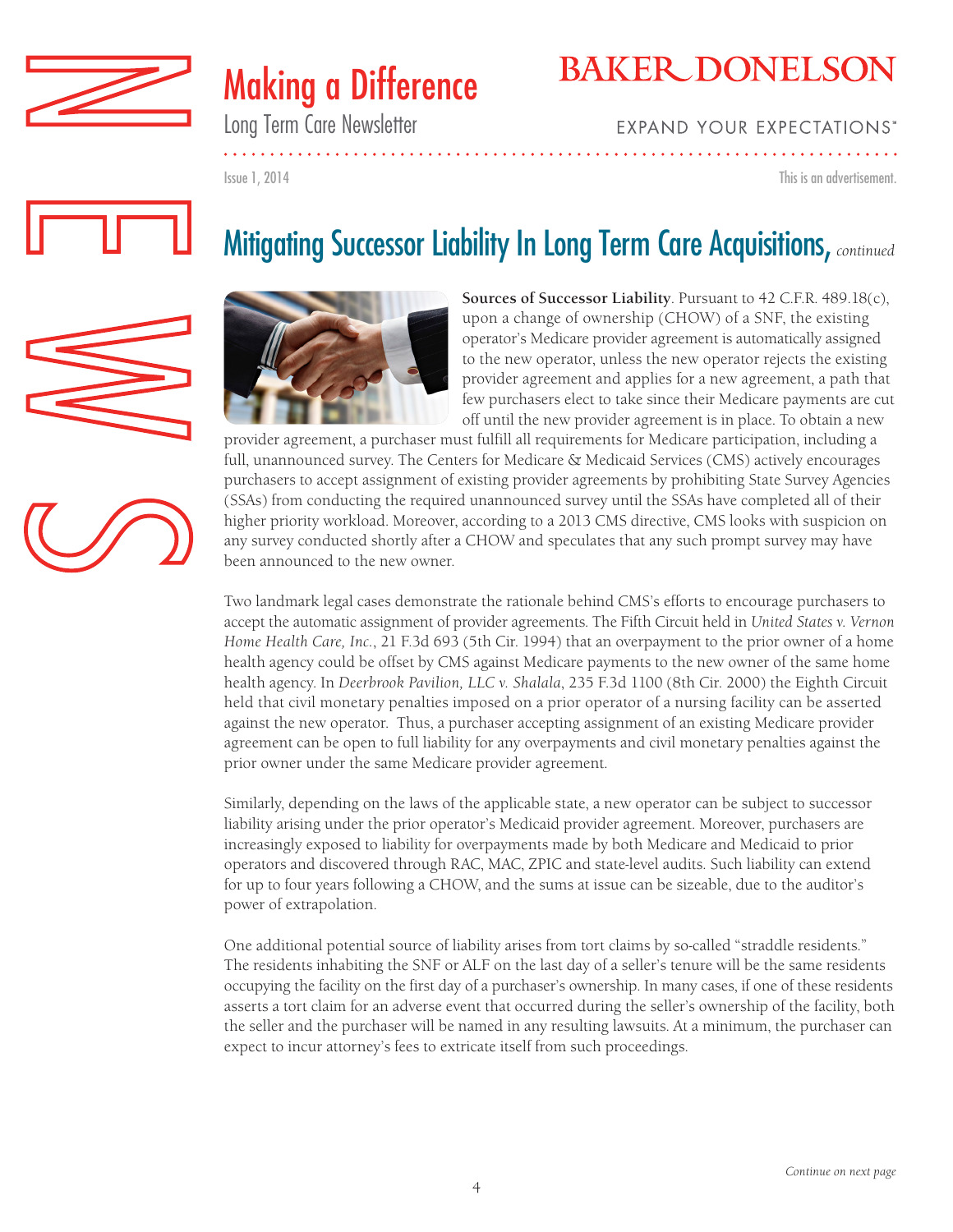# Mitigating Successor Liability In Long Term Care Acquisitions, *continued*

**Sources of Successor Liability**. Pursuant to 42 C.F.R. 489.18(c), upon a change of ownership (CHOW) of a SNF, the existing operator's Medicare provider agreement is automatically assigned to the new operator, unless the new operator rejects the existing provider agreement and applies for a new agreement, a path that few purchasers elect to take since their Medicare payments are cut off until the new provider agreement is in place. To obtain a new provider agreement, a purchaser must fulfill all requirements for Medicare participation, including a full, unannounced survey. The Centers for Medicare & Medicaid Services (CMS) actively encourages purchasers to accept assignment of existing provider agreements by prohibiting State Survey Agencies (SSAs) from conducting the required unannounced survey until the SSAs have completed all of their higher priority workload. Moreover, according to a 2013 CMS directive, CMS looks with suspicion on any survey conducted shortly after a CHOW and speculates that any such prompt survey may have been announced to the new owner.

Two landmark legal cases demonstrate the rationale behind CMS's efforts to encourage purchasers to accept the automatic assignment of provider agreements. The Fifth Circuit held in *United States v. Vernon Home Health Care, Inc.*, 21 F.3d 693 (5th Cir. 1994) that an overpayment to the prior owner of a home health agency could be offset by CMS against Medicare payments to the new owner of the same home health agency. In *Deerbrook Pavilion, LLC v. Shalala*, 235 F.3d 1100 (8th Cir. 2000) the Eighth Circuit held that civil monetary penalties imposed on a prior operator of a nursing facility can be asserted against the new operator. Thus, a purchaser accepting assignment of an existing Medicare provider agreement can be open to full liability for any overpayments and civil monetary penalties against the prior owner under the same Medicare provider agreement.

Similarly, depending on the laws of the applicable state, a new operator can be subject to successor liability arising under the prior operator's Medicaid provider agreement. Moreover, purchasers are increasingly exposed to liability for overpayments made by both Medicare and Medicaid to prior operators and discovered through RAC, MAC, ZPIC and state-level audits. Such liability can extend for up to four years following a CHOW, and the sums at issue can be sizeable, due to the auditor's power of extrapolation.

One additional potential source of liability arises from tort claims by so-called "straddle residents." The residents inhabiting the SNF or ALF on the last day of a seller's tenure will be the same residents occupying the facility on the first day of a purchaser's ownership. In many cases, if one of these residents asserts a tort claim for an adverse event that occurred during the seller's ownership of the facility, both the seller and the purchaser will be named in any resulting lawsuits. At a minimum, the purchaser can expect to incur attorney's fees to extricate itself from such proceedings.

*Continue on next page*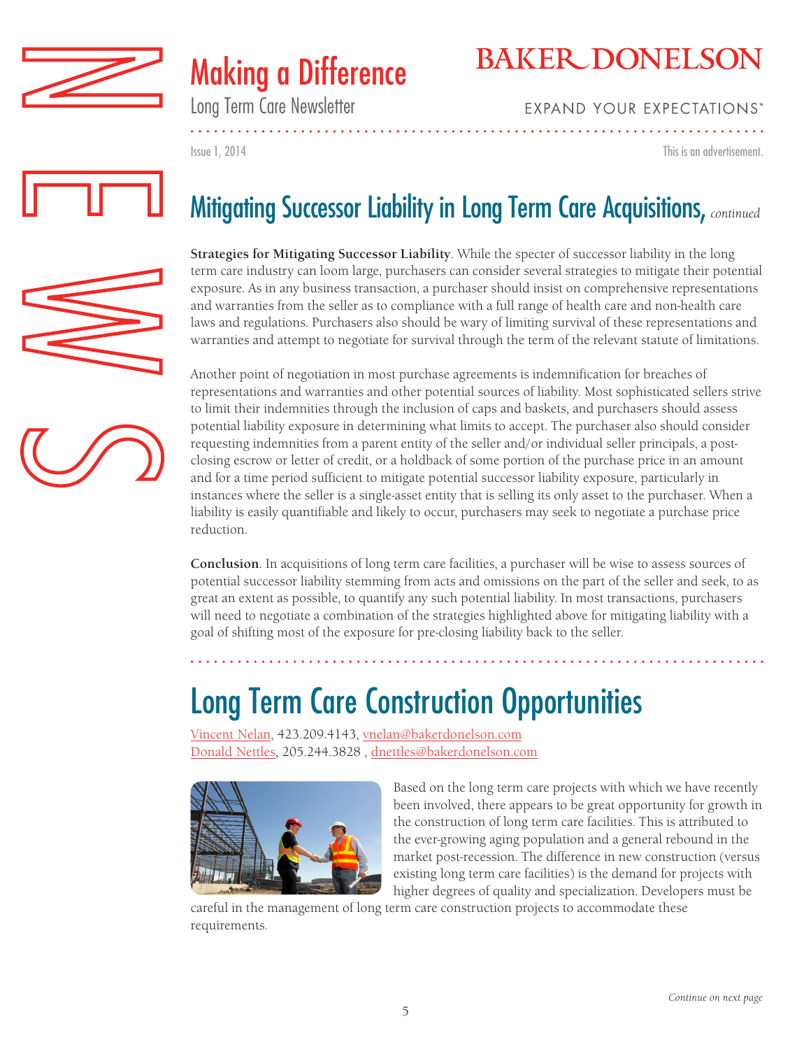## Mitigating Successor Liability in Long Term Care Acquisitions, *continued*

**Strategies for Mitigating Successor Liability**. While the specter of successor liability in the long term care industry can loom large, purchasers can consider several strategies to mitigate their potential exposure. As in any business transaction, a purchaser should insist on comprehensive representations and warranties from the seller as to compliance with a full range of health care and non-health care laws and regulations. Purchasers also should be wary of limiting survival of these representations and warranties and attempt to negotiate for survival through the term of the relevant statute of limitations.

Another point of negotiation in most purchase agreements is indemnification for breaches of representations and warranties and other potential sources of liability. Most sophisticated sellers strive to limit their indemnities through the inclusion of caps and baskets, and purchasers should assess potential liability exposure in determining what limits to accept. The purchaser also should consider requesting indemnities from a parent entity of the seller and/or individual seller principals, a post-closing escrow or letter of credit, or a holdback of some portion of the purchase price in an amount and for a time period sufficient to mitigate potential successor liability exposure, particularly in instances where the seller is a single-asset entity that is selling its only asset to the purchaser. When a liability is easily quantifiable and likely to occur, purchasers may seek to negotiate a purchase price reduction.

**Conclusion**. In acquisitions of long term care facilities, a purchaser will be wise to assess sources of potential successor liability stemming from acts and omissions on the part of the seller and seek, to as great an extent as possible, to quantify any such potential liability. In most transactions, purchasers will need to negotiate a combination of the strategies highlighted above for mitigating liability with a goal of shifting most of the exposure for pre-closing liability back to the seller.

# Long Term Care Construction Opportunities

Vincent Nelan, 423.209.4143, vnelan@bakerdonelson.com
Donald Nettles, 205.244.3828 , dnettles@bakerdonelson.com

Based on the long term care projects with which we have recently been involved, there appears to be great opportunity for growth in the construction of long term care facilities. This is attributed to the ever-growing aging population and a general rebound in the market post-recession. The difference in new construction (versus existing long term care facilities) is the demand for projects with higher degrees of quality and specialization. Developers must be careful in the management of long term care construction projects to accommodate these requirements.

*Continue on next page*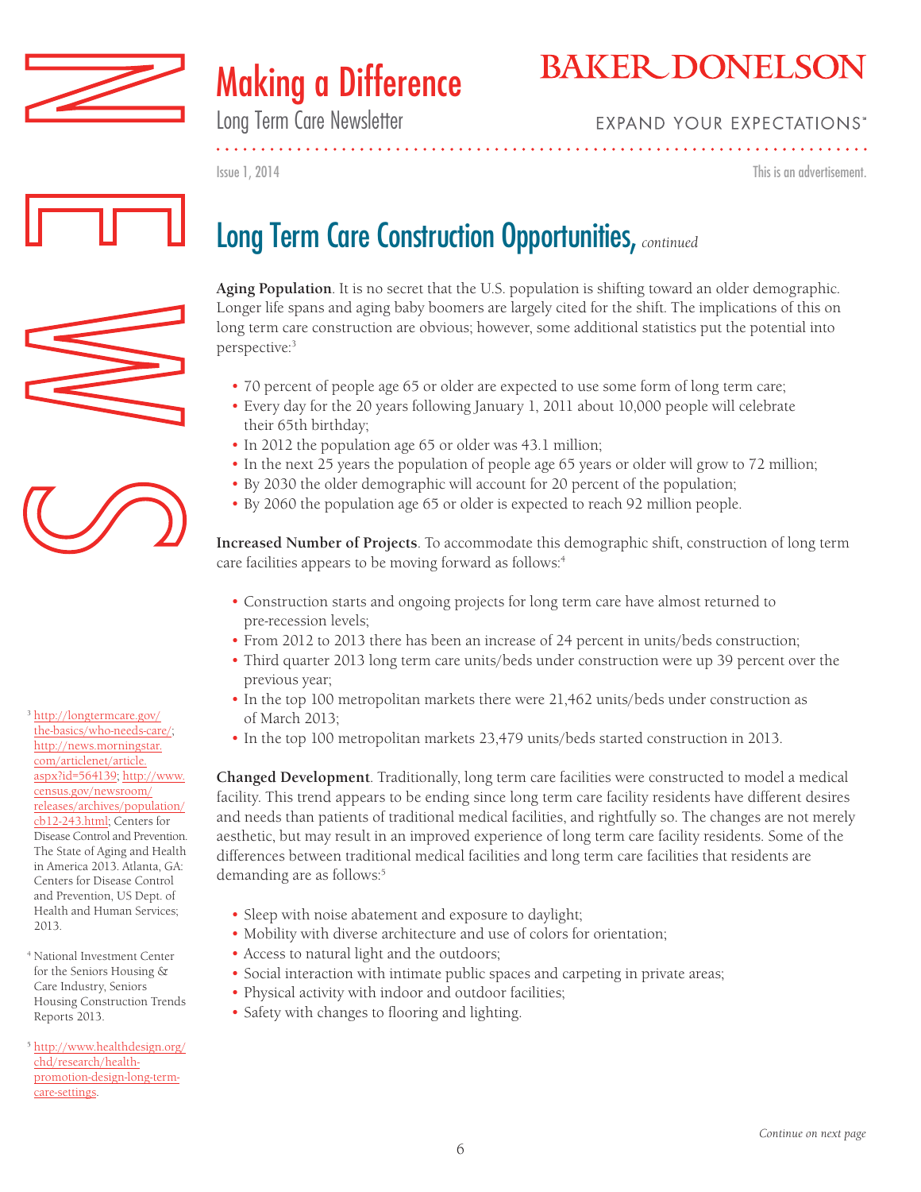## Long Term Care Construction Opportunities, *continued*

**Aging Population**. It is no secret that the U.S. population is shifting toward an older demographic. Longer life spans and aging baby boomers are largely cited for the shift. The implications of this on long term care construction are obvious; however, some additional statistics put the potential into perspective:[3]

- 70 percent of people age 65 or older are expected to use some form of long term care;
- Every day for the 20 years following January 1, 2011 about 10,000 people will celebrate their 65th birthday;
- In 2012 the population age 65 or older was 43.1 million;
- In the next 25 years the population of people age 65 years or older will grow to 72 million;
- By 2030 the older demographic will account for 20 percent of the population;
- By 2060 the population age 65 or older is expected to reach 92 million people.

**Increased Number of Projects**. To accommodate this demographic shift, construction of long term care facilities appears to be moving forward as follows:[4]

- Construction starts and ongoing projects for long term care have almost returned to pre-recession levels;
- From 2012 to 2013 there has been an increase of 24 percent in units/beds construction;
- Third quarter 2013 long term care units/beds under construction were up 39 percent over the previous year;
- In the top 100 metropolitan markets there were 21,462 units/beds under construction as of March 2013;
- In the top 100 metropolitan markets 23,479 units/beds started construction in 2013.

**Changed Development**. Traditionally, long term care facilities were constructed to model a medical facility. This trend appears to be ending since long term care facility residents have different desires and needs than patients of traditional medical facilities, and rightfully so. The changes are not merely aesthetic, but may result in an improved experience of long term care facility residents. Some of the differences between traditional medical facilities and long term care facilities that residents are demanding are as follows:[5]

- Sleep with noise abatement and exposure to daylight;
- Mobility with diverse architecture and use of colors for orientation;
- Access to natural light and the outdoors;
- Social interaction with intimate public spaces and carpeting in private areas;
- Physical activity with indoor and outdoor facilities;
- Safety with changes to flooring and lighting.

*Continue on next page*

---

[3] http://longtermcare.gov/the-basics/who-needs-care/; http://news.morningstar.com/articlenet/article.aspx?id=564139; http://www.census.gov/newsroom/releases/archives/population/cb12-243.html; Centers for Disease Control and Prevention. The State of Aging and Health in America 2013. Atlanta, GA: Centers for Disease Control and Prevention, US Dept. of Health and Human Services; 2013.

[4] National Investment Center for the Seniors Housing & Care Industry, Seniors Housing Construction Trends Reports 2013.

[5] http://www.healthdesign.org/chd/research/health-promotion-design-long-term-care-settings.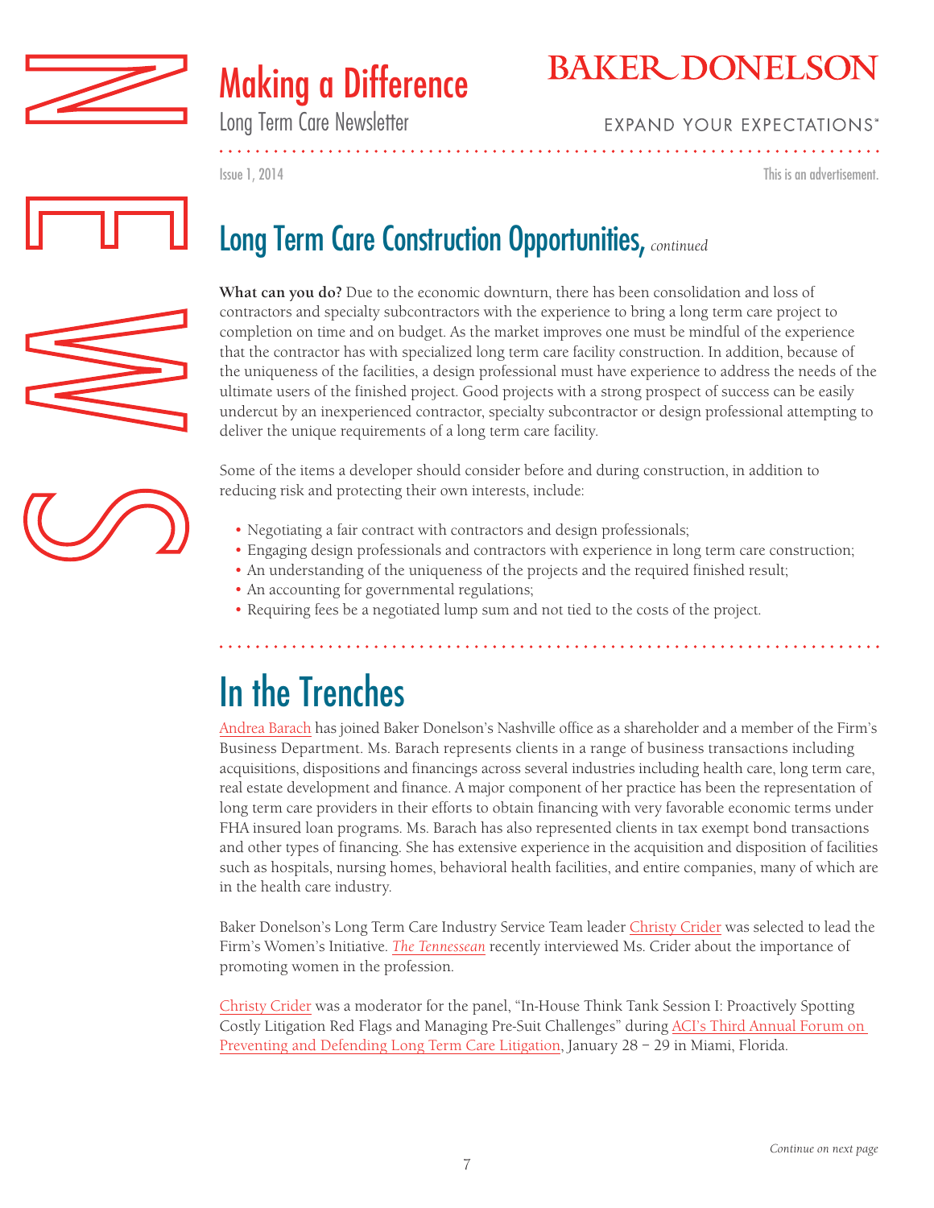## Long Term Care Construction Opportunities, *continued*

**What can you do?** Due to the economic downturn, there has been consolidation and loss of contractors and specialty subcontractors with the experience to bring a long term care project to completion on time and on budget. As the market improves one must be mindful of the experience that the contractor has with specialized long term care facility construction. In addition, because of the uniqueness of the facilities, a design professional must have experience to address the needs of the ultimate users of the finished project. Good projects with a strong prospect of success can be easily undercut by an inexperienced contractor, specialty subcontractor or design professional attempting to deliver the unique requirements of a long term care facility.

Some of the items a developer should consider before and during construction, in addition to reducing risk and protecting their own interests, include:

- Negotiating a fair contract with contractors and design professionals;
- Engaging design professionals and contractors with experience in long term care construction;
- An understanding of the uniqueness of the projects and the required finished result;
- An accounting for governmental regulations;
- Requiring fees be a negotiated lump sum and not tied to the costs of the project.

# In the Trenches

Andrea Barach has joined Baker Donelson's Nashville office as a shareholder and a member of the Firm's Business Department. Ms. Barach represents clients in a range of business transactions including acquisitions, dispositions and financings across several industries including health care, long term care, real estate development and finance. A major component of her practice has been the representation of long term care providers in their efforts to obtain financing with very favorable economic terms under FHA insured loan programs. Ms. Barach has also represented clients in tax exempt bond transactions and other types of financing. She has extensive experience in the acquisition and disposition of facilities such as hospitals, nursing homes, behavioral health facilities, and entire companies, many of which are in the health care industry.

Baker Donelson's Long Term Care Industry Service Team leader Christy Crider was selected to lead the Firm's Women's Initiative. *The Tennessean* recently interviewed Ms. Crider about the importance of promoting women in the profession.

Christy Crider was a moderator for the panel, "In-House Think Tank Session I: Proactively Spotting Costly Litigation Red Flags and Managing Pre-Suit Challenges" during ACI's Third Annual Forum on Preventing and Defending Long Term Care Litigation, January 28 – 29 in Miami, Florida.

*Continue on next page*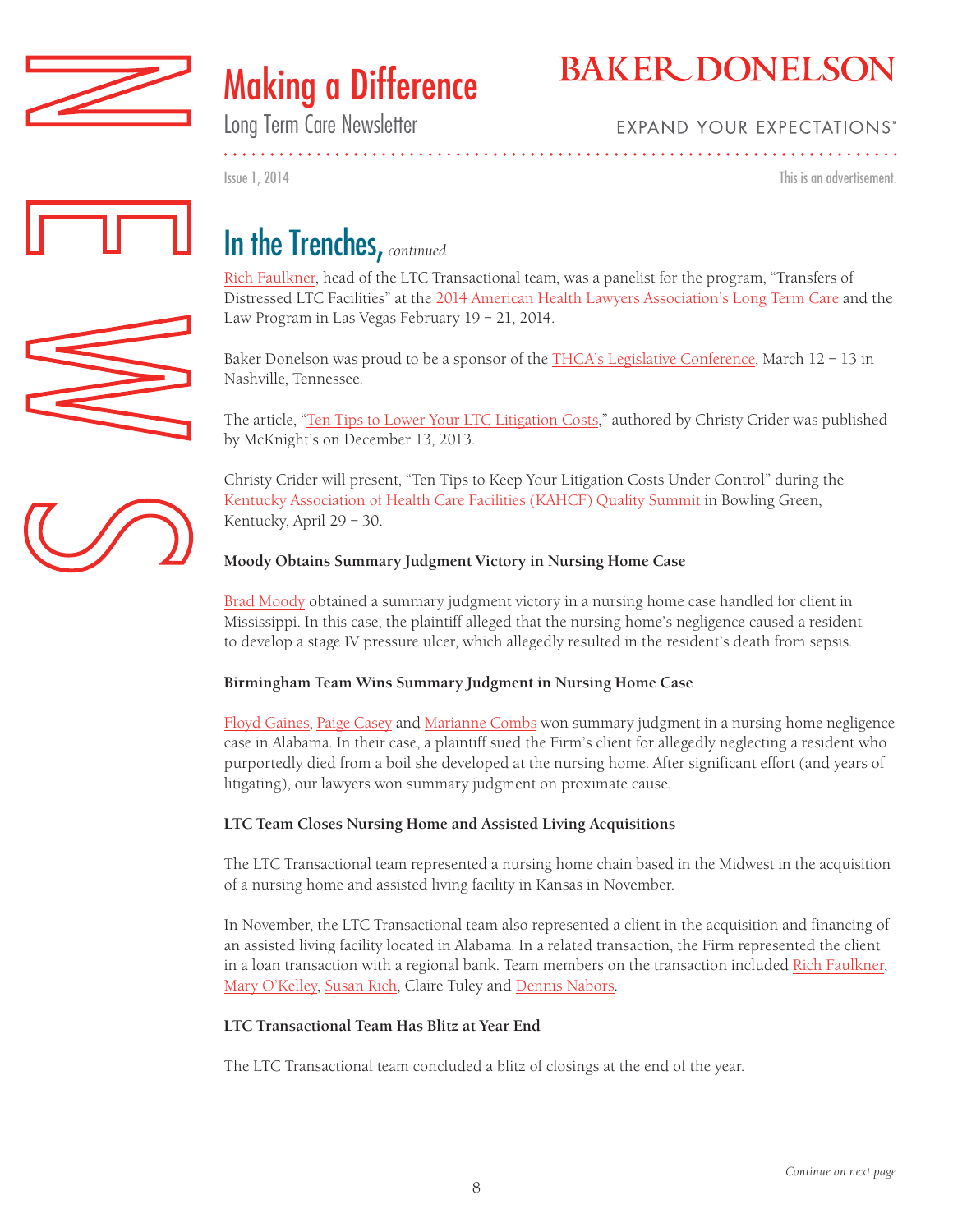# In the Trenches, *continued*

Rich Faulkner, head of the LTC Transactional team, was a panelist for the program, "Transfers of Distressed LTC Facilities" at the 2014 American Health Lawyers Association's Long Term Care and the Law Program in Las Vegas February 19 – 21, 2014.

Baker Donelson was proud to be a sponsor of the THCA's Legislative Conference, March 12 – 13 in Nashville, Tennessee.

The article, "Ten Tips to Lower Your LTC Litigation Costs," authored by Christy Crider was published by McKnight's on December 13, 2013.

Christy Crider will present, "Ten Tips to Keep Your Litigation Costs Under Control" during the Kentucky Association of Health Care Facilities (KAHCF) Quality Summit in Bowling Green, Kentucky, April 29 – 30.

**Moody Obtains Summary Judgment Victory in Nursing Home Case**

Brad Moody obtained a summary judgment victory in a nursing home case handled for client in Mississippi. In this case, the plaintiff alleged that the nursing home's negligence caused a resident to develop a stage IV pressure ulcer, which allegedly resulted in the resident's death from sepsis.

**Birmingham Team Wins Summary Judgment in Nursing Home Case**

Floyd Gaines, Paige Casey and Marianne Combs won summary judgment in a nursing home negligence case in Alabama. In their case, a plaintiff sued the Firm's client for allegedly neglecting a resident who purportedly died from a boil she developed at the nursing home. After significant effort (and years of litigating), our lawyers won summary judgment on proximate cause.

**LTC Team Closes Nursing Home and Assisted Living Acquisitions**

The LTC Transactional team represented a nursing home chain based in the Midwest in the acquisition of a nursing home and assisted living facility in Kansas in November.

In November, the LTC Transactional team also represented a client in the acquisition and financing of an assisted living facility located in Alabama. In a related transaction, the Firm represented the client in a loan transaction with a regional bank. Team members on the transaction included Rich Faulkner, Mary O'Kelley, Susan Rich, Claire Tuley and Dennis Nabors.

**LTC Transactional Team Has Blitz at Year End**

The LTC Transactional team concluded a blitz of closings at the end of the year.

*Continue on next page*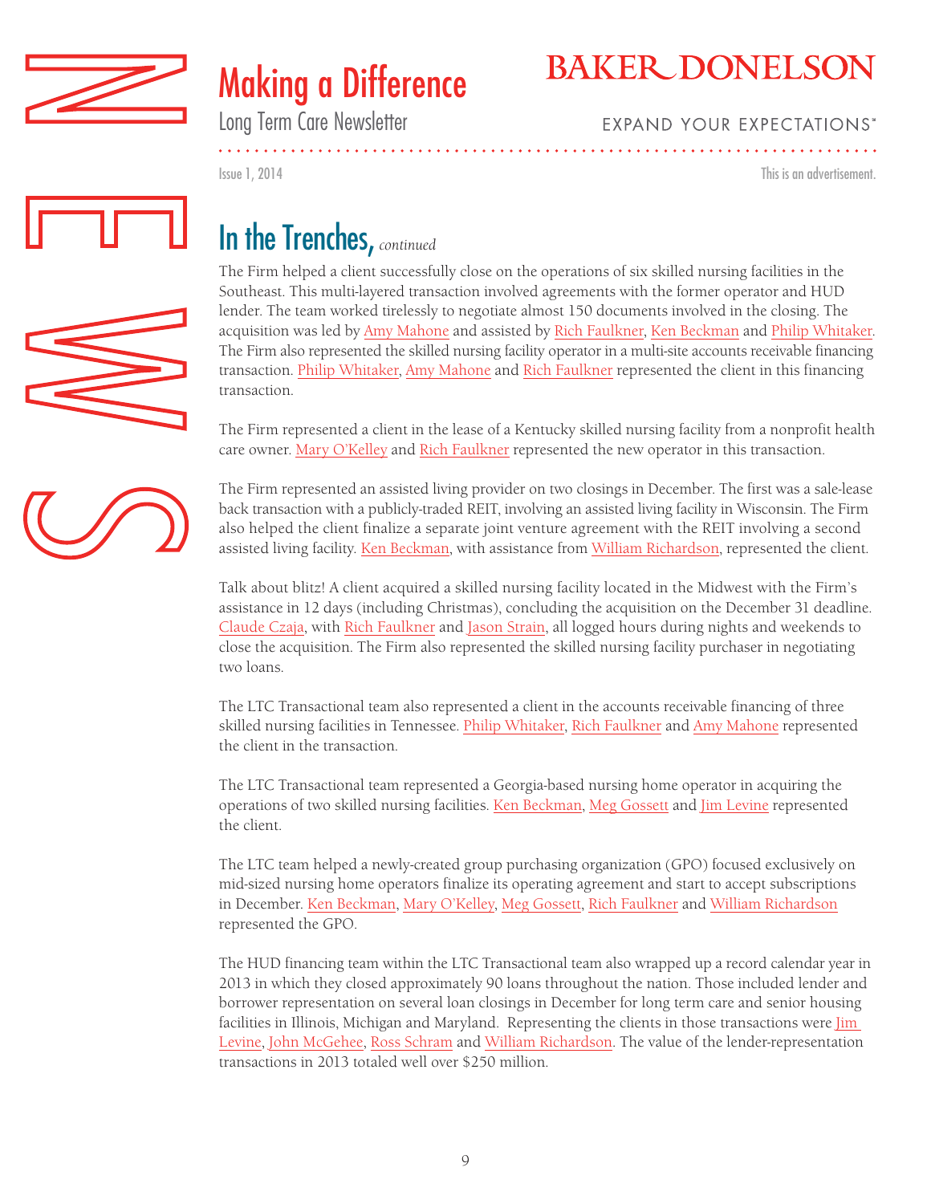# In the Trenches, *continued*

The Firm helped a client successfully close on the operations of six skilled nursing facilities in the Southeast. This multi-layered transaction involved agreements with the former operator and HUD lender. The team worked tirelessly to negotiate almost 150 documents involved in the closing. The acquisition was led by Amy Mahone and assisted by Rich Faulkner, Ken Beckman and Philip Whitaker. The Firm also represented the skilled nursing facility operator in a multi-site accounts receivable financing transaction. Philip Whitaker, Amy Mahone and Rich Faulkner represented the client in this financing transaction.

The Firm represented a client in the lease of a Kentucky skilled nursing facility from a nonprofit health care owner. Mary O'Kelley and Rich Faulkner represented the new operator in this transaction.

The Firm represented an assisted living provider on two closings in December. The first was a sale-lease back transaction with a publicly-traded REIT, involving an assisted living facility in Wisconsin. The Firm also helped the client finalize a separate joint venture agreement with the REIT involving a second assisted living facility. Ken Beckman, with assistance from William Richardson, represented the client.

Talk about blitz! A client acquired a skilled nursing facility located in the Midwest with the Firm's assistance in 12 days (including Christmas), concluding the acquisition on the December 31 deadline. Claude Czaja, with Rich Faulkner and Jason Strain, all logged hours during nights and weekends to close the acquisition. The Firm also represented the skilled nursing facility purchaser in negotiating two loans.

The LTC Transactional team also represented a client in the accounts receivable financing of three skilled nursing facilities in Tennessee. Philip Whitaker, Rich Faulkner and Amy Mahone represented the client in the transaction.

The LTC Transactional team represented a Georgia-based nursing home operator in acquiring the operations of two skilled nursing facilities. Ken Beckman, Meg Gossett and Jim Levine represented the client.

The LTC team helped a newly-created group purchasing organization (GPO) focused exclusively on mid-sized nursing home operators finalize its operating agreement and start to accept subscriptions in December. Ken Beckman, Mary O'Kelley, Meg Gossett, Rich Faulkner and William Richardson represented the GPO.

The HUD financing team within the LTC Transactional team also wrapped up a record calendar year in 2013 in which they closed approximately 90 loans throughout the nation. Those included lender and borrower representation on several loan closings in December for long term care and senior housing facilities in Illinois, Michigan and Maryland. Representing the clients in those transactions were Jim Levine, John McGehee, Ross Schram and William Richardson. The value of the lender-representation transactions in 2013 totaled well over $250 million.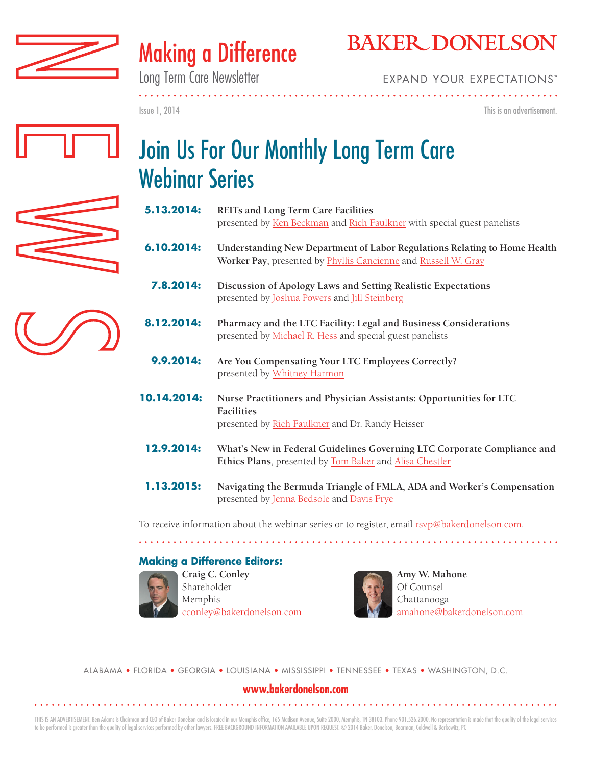# Making a Difference

Long Term Care Newsletter

BAKER DONELSON

EXPAND YOUR EXPECTATIONS℠

Issue 1, 2014

This is an advertisement.

## Join Us For Our Monthly Long Term Care Webinar Series

**5.13.2014:** **REITs and Long Term Care Facilities** presented by Ken Beckman and Rich Faulkner with special guest panelists

**6.10.2014:** **Understanding New Department of Labor Regulations Relating to Home Health Worker Pay**, presented by Phyllis Cancienne and Russell W. Gray

**7.8.2014:** **Discussion of Apology Laws and Setting Realistic Expectations** presented by Joshua Powers and Jill Steinberg

**8.12.2014:** **Pharmacy and the LTC Facility: Legal and Business Considerations** presented by Michael R. Hess and special guest panelists

**9.9.2014:** **Are You Compensating Your LTC Employees Correctly?** presented by Whitney Harmon

**10.14.2014:** **Nurse Practitioners and Physician Assistants: Opportunities for LTC Facilities** presented by Rich Faulkner and Dr. Randy Heisser

**12.9.2014:** **What's New in Federal Guidelines Governing LTC Corporate Compliance and Ethics Plans**, presented by Tom Baker and Alisa Chestler

**1.13.2015:** **Navigating the Bermuda Triangle of FMLA, ADA and Worker's Compensation** presented by Jenna Bedsole and Davis Frye

To receive information about the webinar series or to register, email rsvp@bakerdonelson.com.

### Making a Difference Editors:

**Craig C. Conley**
Shareholder
Memphis
cconley@bakerdonelson.com

**Amy W. Mahone**
Of Counsel
Chattanooga
amahone@bakerdonelson.com

ALABAMA • FLORIDA • GEORGIA • LOUISIANA • MISSISSIPPI • TENNESSEE • TEXAS • WASHINGTON, D.C.

**www.bakerdonelson.com**

THIS IS AN ADVERTISEMENT. Ben Adams is Chairman and CEO of Baker Donelson and is located in our Memphis office, 165 Madison Avenue, Suite 2000, Memphis, TN 38103. Phone 901.526.2000. No representation is made that the quality of the legal services to be performed is greater than the quality of legal services performed by other lawyers. FREE BACKGROUND INFORMATION AVAILABLE UPON REQUEST. © 2014 Baker, Donelson, Bearman, Caldwell & Berkowitz, PC